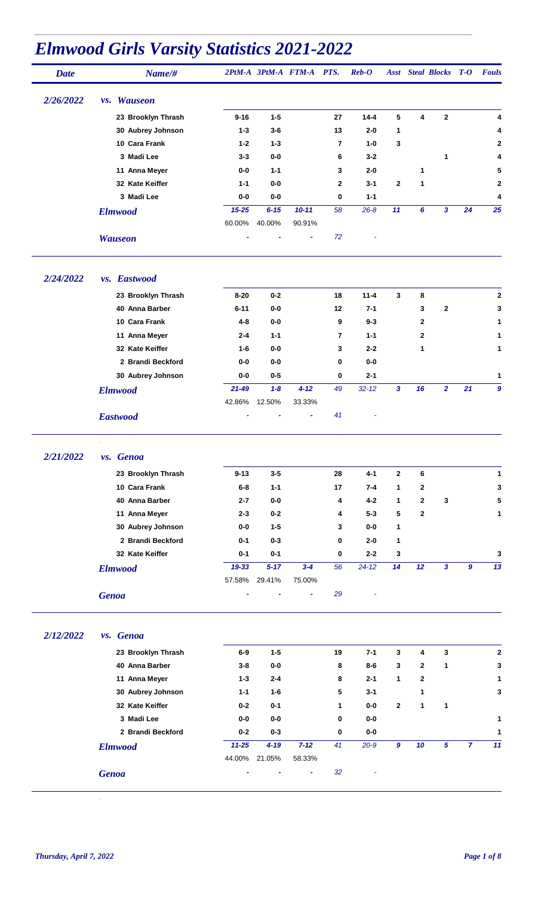# *Elmwood Girls Varsity Statistics 2021-2022*

| Date | Name/# | 2PtM-A | 3PtM-A | FTM-A | PTS. | Reb-O | Asst | Steal | Blocks | T-O | Fouls |
|---|---|---|---|---|---|---|---|---|---|---|---|
| *2/26/2022* | ***vs. Wauseon*** | | | | | | | | | | |
| | 23 Brooklyn Thrash | 9-16 | 1-5 | | 27 | 14-4 | 5 | 4 | 2 | | 4 |
| | 30 Aubrey Johnson | 1-3 | 3-6 | | 13 | 2-0 | 1 | | | | 4 |
| | 10 Cara Frank | 1-2 | 1-3 | | 7 | 1-0 | 3 | | | | 2 |
| | 3 Madi Lee | 3-3 | 0-0 | | 6 | 3-2 | | | 1 | | 4 |
| | 11 Anna Meyer | 0-0 | 1-1 | | 3 | 2-0 | | 1 | | | 5 |
| | 32 Kate Keiffer | 1-1 | 0-0 | | 2 | 3-1 | 2 | 1 | | | 2 |
| | 3 Madi Lee | 0-0 | 0-0 | | 0 | 1-1 | | | | | 4 |
| | ***Elmwood*** | *15-25* | *6-15* | *10-11* | *58* | *26-8* | *11* | *6* | *3* | *24* | *25* |
| | | 60.00% | 40.00% | 90.91% | | | | | | | |
| | ***Wauseon*** | - | - | - | *72* | - | | | | | |
| *2/24/2022* | ***vs. Eastwood*** | | | | | | | | | | |
| | 23 Brooklyn Thrash | 8-20 | 0-2 | | 18 | 11-4 | 3 | 8 | | | 2 |
| | 40 Anna Barber | 6-11 | 0-0 | | 12 | 7-1 | | 3 | 2 | | 3 |
| | 10 Cara Frank | 4-8 | 0-0 | | 9 | 9-3 | | 2 | | | 1 |
| | 11 Anna Meyer | 2-4 | 1-1 | | 7 | 1-1 | | 2 | | | 1 |
| | 32 Kate Keiffer | 1-6 | 0-0 | | 3 | 2-2 | | 1 | | | 1 |
| | 2 Brandi Beckford | 0-0 | 0-0 | | 0 | 0-0 | | | | | |
| | 30 Aubrey Johnson | 0-0 | 0-5 | | 0 | 2-1 | | | | | 1 |
| | ***Elmwood*** | *21-49* | *1-8* | *4-12* | *49* | *32-12* | *3* | *16* | *2* | *21* | *9* |
| | | 42.86% | 12.50% | 33.33% | | | | | | | |
| | ***Eastwood*** | - | - | - | *41* | - | | | | | |
| *2/21/2022* | ***vs. Genoa*** | | | | | | | | | | |
| | 23 Brooklyn Thrash | 9-13 | 3-5 | | 28 | 4-1 | 2 | 6 | | | 1 |
| | 10 Cara Frank | 6-8 | 1-1 | | 17 | 7-4 | 1 | 2 | | | 3 |
| | 40 Anna Barber | 2-7 | 0-0 | | 4 | 4-2 | 1 | 2 | 3 | | 5 |
| | 11 Anna Meyer | 2-3 | 0-2 | | 4 | 5-3 | 5 | 2 | | | 1 |
| | 30 Aubrey Johnson | 0-0 | 1-5 | | 3 | 0-0 | 1 | | | | |
| | 2 Brandi Beckford | 0-1 | 0-3 | | 0 | 2-0 | 1 | | | | |
| | 32 Kate Keiffer | 0-1 | 0-1 | | 0 | 2-2 | 3 | | | | 3 |
| | ***Elmwood*** | *19-33* | *5-17* | *3-4* | *56* | *24-12* | *14* | *12* | *3* | *9* | *13* |
| | | 57.58% | 29.41% | 75.00% | | | | | | | |
| | ***Genoa*** | - | - | - | *29* | - | | | | | |
| *2/12/2022* | ***vs. Genoa*** | | | | | | | | | | |
| | 23 Brooklyn Thrash | 6-9 | 1-5 | | 19 | 7-1 | 3 | 4 | 3 | | 2 |
| | 40 Anna Barber | 3-8 | 0-0 | | 8 | 8-6 | 3 | 2 | 1 | | 3 |
| | 11 Anna Meyer | 1-3 | 2-4 | | 8 | 2-1 | 1 | 2 | | | 1 |
| | 30 Aubrey Johnson | 1-1 | 1-6 | | 5 | 3-1 | | 1 | | | 3 |
| | 32 Kate Keiffer | 0-2 | 0-1 | | 1 | 0-0 | 2 | 1 | 1 | | |
| | 3 Madi Lee | 0-0 | 0-0 | | 0 | 0-0 | | | | | 1 |
| | 2 Brandi Beckford | 0-2 | 0-3 | | 0 | 0-0 | | | | | 1 |
| | ***Elmwood*** | *11-25* | *4-19* | *7-12* | *41* | *20-9* | *9* | *10* | *5* | *7* | *11* |
| | | 44.00% | 21.05% | 58.33% | | | | | | | |
| | ***Genoa*** | - | - | - | *32* | - | | | | | |

*Thursday, April 7, 2022*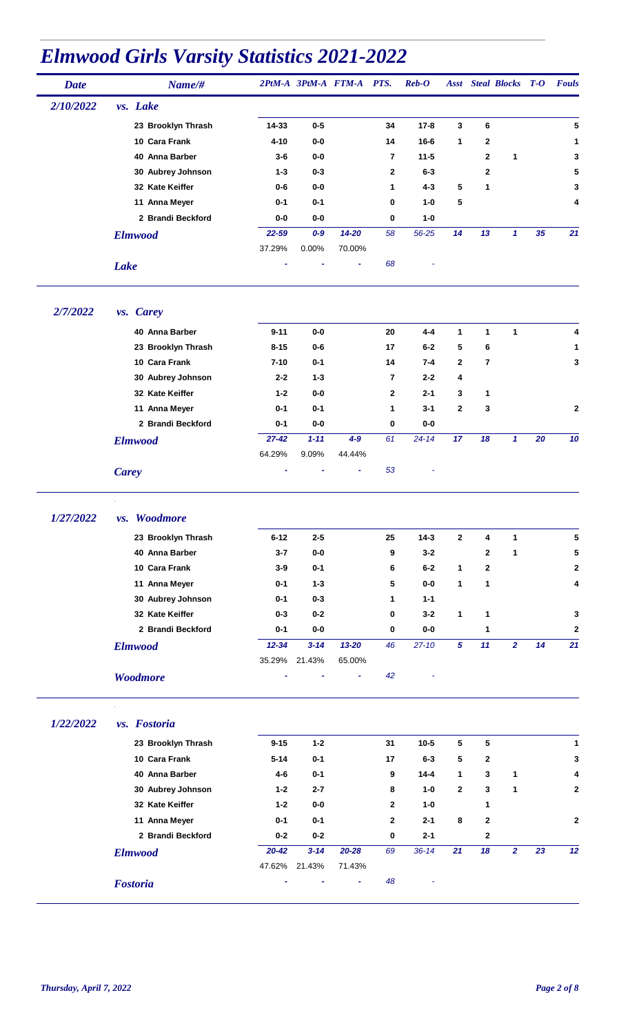# *Elmwood Girls Varsity Statistics 2021-2022*

| Date | Name/# | 2PtM-A | 3PtM-A | FTM-A | PTS. | Reb-O | Asst | Steal | Blocks | T-O | Fouls |
|---|---|---|---|---|---|---|---|---|---|---|---|
| 2/10/2022 | *vs. Lake* | | | | | | | | | | |
| | 23 Brooklyn Thrash | 14-33 | 0-5 | | 34 | 17-8 | 3 | 6 | | | 5 |
| | 10 Cara Frank | 4-10 | 0-0 | | 14 | 16-6 | 1 | 2 | | | 1 |
| | 40 Anna Barber | 3-6 | 0-0 | | 7 | 11-5 | | 2 | 1 | | 3 |
| | 30 Aubrey Johnson | 1-3 | 0-3 | | 2 | 6-3 | | 2 | | | 5 |
| | 32 Kate Keiffer | 0-6 | 0-0 | | 1 | 4-3 | 5 | 1 | | | 3 |
| | 11 Anna Meyer | 0-1 | 0-1 | | 0 | 1-0 | 5 | | | | 4 |
| | 2 Brandi Beckford | 0-0 | 0-0 | | 0 | 1-0 | | | | | |
| | *Elmwood* | 22-59 | 0-9 | 14-20 | 58 | 56-25 | 14 | 13 | 1 | 35 | 21 |
| | | 37.29% | 0.00% | 70.00% | | | | | | | |
| | *Lake* | - | - | - | 68 | - | | | | | |
| 2/7/2022 | *vs. Carey* | | | | | | | | | | |
| | 40 Anna Barber | 9-11 | 0-0 | | 20 | 4-4 | 1 | 1 | 1 | | 4 |
| | 23 Brooklyn Thrash | 8-15 | 0-6 | | 17 | 6-2 | 5 | 6 | | | 1 |
| | 10 Cara Frank | 7-10 | 0-1 | | 14 | 7-4 | 2 | 7 | | | 3 |
| | 30 Aubrey Johnson | 2-2 | 1-3 | | 7 | 2-2 | 4 | | | | |
| | 32 Kate Keiffer | 1-2 | 0-0 | | 2 | 2-1 | 3 | 1 | | | |
| | 11 Anna Meyer | 0-1 | 0-1 | | 1 | 3-1 | 2 | 3 | | | 2 |
| | 2 Brandi Beckford | 0-1 | 0-0 | | 0 | 0-0 | | | | | |
| | *Elmwood* | 27-42 | 1-11 | 4-9 | 61 | 24-14 | 17 | 18 | 1 | 20 | 10 |
| | | 64.29% | 9.09% | 44.44% | | | | | | | |
| | *Carey* | - | - | - | 53 | - | | | | | |
| 1/27/2022 | *vs. Woodmore* | | | | | | | | | | |
| | 23 Brooklyn Thrash | 6-12 | 2-5 | | 25 | 14-3 | 2 | 4 | 1 | | 5 |
| | 40 Anna Barber | 3-7 | 0-0 | | 9 | 3-2 | | 2 | 1 | | 5 |
| | 10 Cara Frank | 3-9 | 0-1 | | 6 | 6-2 | 1 | 2 | | | 2 |
| | 11 Anna Meyer | 0-1 | 1-3 | | 5 | 0-0 | 1 | 1 | | | 4 |
| | 30 Aubrey Johnson | 0-1 | 0-3 | | 1 | 1-1 | | | | | |
| | 32 Kate Keiffer | 0-3 | 0-2 | | 0 | 3-2 | 1 | 1 | | | 3 |
| | 2 Brandi Beckford | 0-1 | 0-0 | | 0 | 0-0 | | 1 | | | 2 |
| | *Elmwood* | 12-34 | 3-14 | 13-20 | 46 | 27-10 | 5 | 11 | 2 | 14 | 21 |
| | | 35.29% | 21.43% | 65.00% | | | | | | | |
| | *Woodmore* | - | - | - | 42 | - | | | | | |
| 1/22/2022 | *vs. Fostoria* | | | | | | | | | | |
| | 23 Brooklyn Thrash | 9-15 | 1-2 | | 31 | 10-5 | 5 | 5 | | | 1 |
| | 10 Cara Frank | 5-14 | 0-1 | | 17 | 6-3 | 5 | 2 | | | 3 |
| | 40 Anna Barber | 4-6 | 0-1 | | 9 | 14-4 | 1 | 3 | 1 | | 4 |
| | 30 Aubrey Johnson | 1-2 | 2-7 | | 8 | 1-0 | 2 | 3 | 1 | | 2 |
| | 32 Kate Keiffer | 1-2 | 0-0 | | 2 | 1-0 | | 1 | | | |
| | 11 Anna Meyer | 0-1 | 0-1 | | 2 | 2-1 | 8 | 2 | | | 2 |
| | 2 Brandi Beckford | 0-2 | 0-2 | | 0 | 2-1 | | 2 | | | |
| | *Elmwood* | 20-42 | 3-14 | 20-28 | 69 | 36-14 | 21 | 18 | 2 | 23 | 12 |
| | | 47.62% | 21.43% | 71.43% | | | | | | | |
| | *Fostoria* | - | - | - | 48 | - | | | | | |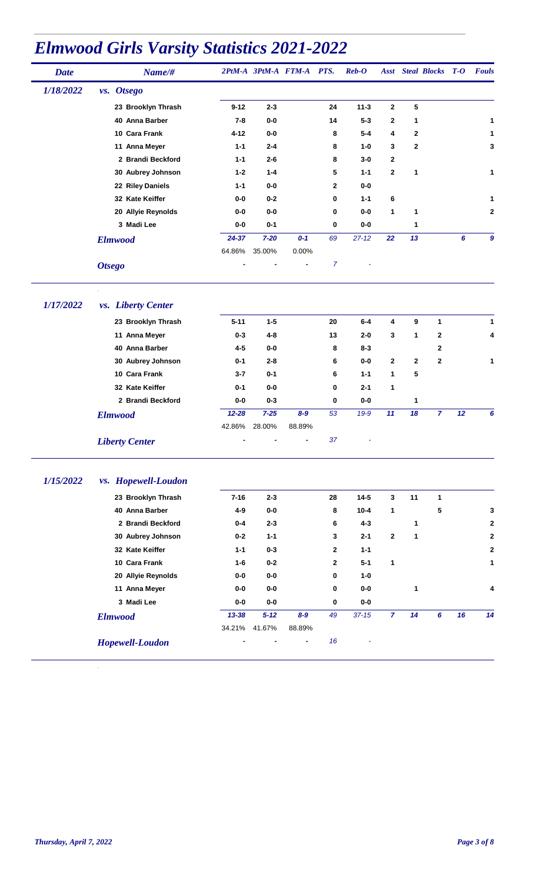# *Elmwood Girls Varsity Statistics 2021-2022*

| *Date* | *Name/#* | *2PtM-A* | *3PtM-A* | *FTM-A* | *PTS.* | *Reb-O* | *Asst* | *Steal* | *Blocks* | *T-O* | *Fouls* |
|---|---|---|---|---|---|---|---|---|---|---|---|
| *1/18/2022* | *vs. Otsego* | | | | | | | | | | |
| | 23 Brooklyn Thrash | 9-12 | 2-3 | | 24 | 11-3 | 2 | 5 | | | |
| | 40 Anna Barber | 7-8 | 0-0 | | 14 | 5-3 | 2 | 1 | | | 1 |
| | 10 Cara Frank | 4-12 | 0-0 | | 8 | 5-4 | 4 | 2 | | | 1 |
| | 11 Anna Meyer | 1-1 | 2-4 | | 8 | 1-0 | 3 | 2 | | | 3 |
| | 2 Brandi Beckford | 1-1 | 2-6 | | 8 | 3-0 | 2 | | | | |
| | 30 Aubrey Johnson | 1-2 | 1-4 | | 5 | 1-1 | 2 | 1 | | | 1 |
| | 22 Riley Daniels | 1-1 | 0-0 | | 2 | 0-0 | | | | | |
| | 32 Kate Keiffer | 0-0 | 0-2 | | 0 | 1-1 | 6 | | | | 1 |
| | 20 Allyie Reynolds | 0-0 | 0-0 | | 0 | 0-0 | 1 | 1 | | | 2 |
| | 3 Madi Lee | 0-0 | 0-1 | | 0 | 0-0 | | 1 | | | |
| | *Elmwood* | *24-37* | *7-20* | *0-1* | *69* | *27-12* | *22* | *13* | | *6* | *9* |
| | | 64.86% | 35.00% | 0.00% | | | | | | | |
| | *Otsego* | - | - | - | *7* | - | | | | | |
| *1/17/2022* | *vs. Liberty Center* | | | | | | | | | | |
| | 23 Brooklyn Thrash | 5-11 | 1-5 | | 20 | 6-4 | 4 | 9 | 1 | | 1 |
| | 11 Anna Meyer | 0-3 | 4-8 | | 13 | 2-0 | 3 | 1 | 2 | | 4 |
| | 40 Anna Barber | 4-5 | 0-0 | | 8 | 8-3 | | | 2 | | |
| | 30 Aubrey Johnson | 0-1 | 2-8 | | 6 | 0-0 | 2 | 2 | 2 | | 1 |
| | 10 Cara Frank | 3-7 | 0-1 | | 6 | 1-1 | 1 | 5 | | | |
| | 32 Kate Keiffer | 0-1 | 0-0 | | 0 | 2-1 | 1 | | | | |
| | 2 Brandi Beckford | 0-0 | 0-3 | | 0 | 0-0 | | 1 | | | |
| | *Elmwood* | *12-28* | *7-25* | *8-9* | *53* | *19-9* | *11* | *18* | *7* | *12* | *6* |
| | | 42.86% | 28.00% | 88.89% | | | | | | | |
| | *Liberty Center* | - | - | - | *37* | - | | | | | |
| *1/15/2022* | *vs. Hopewell-Loudon* | | | | | | | | | | |
| | 23 Brooklyn Thrash | 7-16 | 2-3 | | 28 | 14-5 | 3 | 11 | 1 | | |
| | 40 Anna Barber | 4-9 | 0-0 | | 8 | 10-4 | 1 | | 5 | | 3 |
| | 2 Brandi Beckford | 0-4 | 2-3 | | 6 | 4-3 | | 1 | | | 2 |
| | 30 Aubrey Johnson | 0-2 | 1-1 | | 3 | 2-1 | 2 | 1 | | | 2 |
| | 32 Kate Keiffer | 1-1 | 0-3 | | 2 | 1-1 | | | | | 2 |
| | 10 Cara Frank | 1-6 | 0-2 | | 2 | 5-1 | 1 | | | | 1 |
| | 20 Allyie Reynolds | 0-0 | 0-0 | | 0 | 1-0 | | | | | |
| | 11 Anna Meyer | 0-0 | 0-0 | | 0 | 0-0 | | 1 | | | 4 |
| | 3 Madi Lee | 0-0 | 0-0 | | 0 | 0-0 | | | | | |
| | *Elmwood* | *13-38* | *5-12* | *8-9* | *49* | *37-15* | *7* | *14* | *6* | *16* | *14* |
| | | 34.21% | 41.67% | 88.89% | | | | | | | |
| | *Hopewell-Loudon* | - | - | - | *16* | - | | | | | |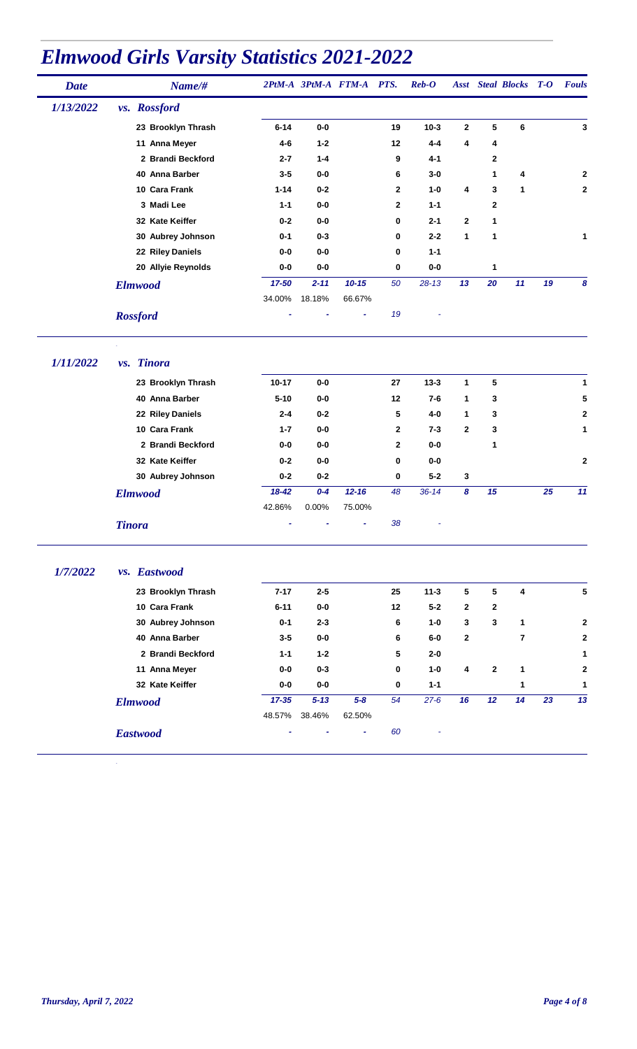# *Elmwood Girls Varsity Statistics 2021-2022*

| Date | Name/# | 2PtM-A | 3PtM-A | FTM-A | PTS. | Reb-O | Asst | Steal | Blocks | T-O | Fouls |
|---|---|---|---|---|---|---|---|---|---|---|---|
| *1/13/2022* | *vs. Rossford* | | | | | | | | | | |
| | 23 Brooklyn Thrash | 6-14 | 0-0 | | 19 | 10-3 | 2 | 5 | 6 | | 3 |
| | 11 Anna Meyer | 4-6 | 1-2 | | 12 | 4-4 | 4 | 4 | | | |
| | 2 Brandi Beckford | 2-7 | 1-4 | | 9 | 4-1 | | 2 | | | |
| | 40 Anna Barber | 3-5 | 0-0 | | 6 | 3-0 | | 1 | 4 | | 2 |
| | 10 Cara Frank | 1-14 | 0-2 | | 2 | 1-0 | 4 | 3 | 1 | | 2 |
| | 3 Madi Lee | 1-1 | 0-0 | | 2 | 1-1 | | 2 | | | |
| | 32 Kate Keiffer | 0-2 | 0-0 | | 0 | 2-1 | 2 | 1 | | | |
| | 30 Aubrey Johnson | 0-1 | 0-3 | | 0 | 2-2 | 1 | 1 | | | 1 |
| | 22 Riley Daniels | 0-0 | 0-0 | | 0 | 1-1 | | | | | |
| | 20 Allyie Reynolds | 0-0 | 0-0 | | 0 | 0-0 | | 1 | | | |
| | *Elmwood* | *17-50* | *2-11* | *10-15* | *50* | *28-13* | *13* | *20* | *11* | *19* | *8* |
| | | 34.00% | 18.18% | 66.67% | | | | | | | |
| | *Rossford* | - | - | - | *19* | - | | | | | |
| *1/11/2022* | *vs. Tinora* | | | | | | | | | | |
| | 23 Brooklyn Thrash | 10-17 | 0-0 | | 27 | 13-3 | 1 | 5 | | | 1 |
| | 40 Anna Barber | 5-10 | 0-0 | | 12 | 7-6 | 1 | 3 | | | 5 |
| | 22 Riley Daniels | 2-4 | 0-2 | | 5 | 4-0 | 1 | 3 | | | 2 |
| | 10 Cara Frank | 1-7 | 0-0 | | 2 | 7-3 | 2 | 3 | | | 1 |
| | 2 Brandi Beckford | 0-0 | 0-0 | | 2 | 0-0 | | 1 | | | |
| | 32 Kate Keiffer | 0-2 | 0-0 | | 0 | 0-0 | | | | | 2 |
| | 30 Aubrey Johnson | 0-2 | 0-2 | | 0 | 5-2 | 3 | | | | |
| | *Elmwood* | *18-42* | *0-4* | *12-16* | *48* | *36-14* | *8* | *15* | | *25* | *11* |
| | | 42.86% | 0.00% | 75.00% | | | | | | | |
| | *Tinora* | - | - | - | *38* | - | | | | | |
| *1/7/2022* | *vs. Eastwood* | | | | | | | | | | |
| | 23 Brooklyn Thrash | 7-17 | 2-5 | | 25 | 11-3 | 5 | 5 | 4 | | 5 |
| | 10 Cara Frank | 6-11 | 0-0 | | 12 | 5-2 | 2 | 2 | | | |
| | 30 Aubrey Johnson | 0-1 | 2-3 | | 6 | 1-0 | 3 | 3 | 1 | | 2 |
| | 40 Anna Barber | 3-5 | 0-0 | | 6 | 6-0 | 2 | | 7 | | 2 |
| | 2 Brandi Beckford | 1-1 | 1-2 | | 5 | 2-0 | | | | | 1 |
| | 11 Anna Meyer | 0-0 | 0-3 | | 0 | 1-0 | 4 | 2 | 1 | | 2 |
| | 32 Kate Keiffer | 0-0 | 0-0 | | 0 | 1-1 | | | 1 | | 1 |
| | *Elmwood* | *17-35* | *5-13* | *5-8* | *54* | *27-6* | *16* | *12* | *14* | *23* | *13* |
| | | 48.57% | 38.46% | 62.50% | | | | | | | |
| | *Eastwood* | - | - | - | *60* | - | | | | | |

*Thursday, April 7, 2022*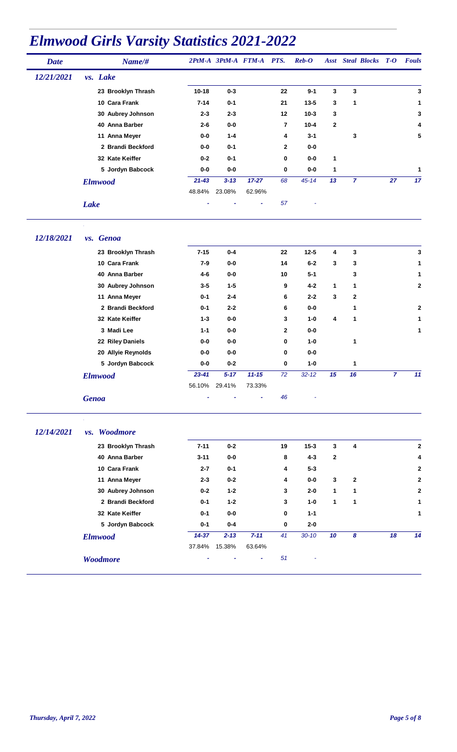# Elmwood Girls Varsity Statistics 2021-2022

| Date | Name/# | 2PtM-A | 3PtM-A | FTM-A | PTS. | Reb-O | Asst | Steal | Blocks | T-O | Fouls |
|---|---|---|---|---|---|---|---|---|---|---|---|
| 12/21/2021 | vs. Lake | | | | | | | | | | |
| | 23 Brooklyn Thrash | 10-18 | 0-3 | | 22 | 9-1 | 3 | 3 | | | 3 |
| | 10 Cara Frank | 7-14 | 0-1 | | 21 | 13-5 | 3 | 1 | | | 1 |
| | 30 Aubrey Johnson | 2-3 | 2-3 | | 12 | 10-3 | 3 | | | | 3 |
| | 40 Anna Barber | 2-6 | 0-0 | | 7 | 10-4 | 2 | | | | 4 |
| | 11 Anna Meyer | 0-0 | 1-4 | | 4 | 3-1 | | 3 | | | 5 |
| | 2 Brandi Beckford | 0-0 | 0-1 | | 2 | 0-0 | | | | | |
| | 32 Kate Keiffer | 0-2 | 0-1 | | 0 | 0-0 | 1 | | | | |
| | 5 Jordyn Babcock | 0-0 | 0-0 | | 0 | 0-0 | 1 | | | | 1 |
| | *Elmwood* | *21-43* | *3-13* | *17-27* | *68* | *45-14* | *13* | *7* | | *27* | *17* |
| | | 48.84% | 23.08% | 62.96% | | | | | | | |
| | *Lake* | - | - | - | *57* | - | | | | | |
| 12/18/2021 | vs. Genoa | | | | | | | | | | |
| | 23 Brooklyn Thrash | 7-15 | 0-4 | | 22 | 12-5 | 4 | 3 | | | 3 |
| | 10 Cara Frank | 7-9 | 0-0 | | 14 | 6-2 | 3 | 3 | | | 1 |
| | 40 Anna Barber | 4-6 | 0-0 | | 10 | 5-1 | | 3 | | | 1 |
| | 30 Aubrey Johnson | 3-5 | 1-5 | | 9 | 4-2 | 1 | 1 | | | 2 |
| | 11 Anna Meyer | 0-1 | 2-4 | | 6 | 2-2 | 3 | 2 | | | |
| | 2 Brandi Beckford | 0-1 | 2-2 | | 6 | 0-0 | | 1 | | | 2 |
| | 32 Kate Keiffer | 1-3 | 0-0 | | 3 | 1-0 | 4 | 1 | | | 1 |
| | 3 Madi Lee | 1-1 | 0-0 | | 2 | 0-0 | | | | | 1 |
| | 22 Riley Daniels | 0-0 | 0-0 | | 0 | 1-0 | | 1 | | | |
| | 20 Allyie Reynolds | 0-0 | 0-0 | | 0 | 0-0 | | | | | |
| | 5 Jordyn Babcock | 0-0 | 0-2 | | 0 | 1-0 | | 1 | | | |
| | *Elmwood* | *23-41* | *5-17* | *11-15* | *72* | *32-12* | *15* | *16* | | *7* | *11* |
| | | 56.10% | 29.41% | 73.33% | | | | | | | |
| | *Genoa* | - | - | - | *46* | - | | | | | |
| 12/14/2021 | vs. Woodmore | | | | | | | | | | |
| | 23 Brooklyn Thrash | 7-11 | 0-2 | | 19 | 15-3 | 3 | 4 | | | 2 |
| | 40 Anna Barber | 3-11 | 0-0 | | 8 | 4-3 | 2 | | | | 4 |
| | 10 Cara Frank | 2-7 | 0-1 | | 4 | 5-3 | | | | | 2 |
| | 11 Anna Meyer | 2-3 | 0-2 | | 4 | 0-0 | 3 | 2 | | | 2 |
| | 30 Aubrey Johnson | 0-2 | 1-2 | | 3 | 2-0 | 1 | 1 | | | 2 |
| | 2 Brandi Beckford | 0-1 | 1-2 | | 3 | 1-0 | 1 | 1 | | | 1 |
| | 32 Kate Keiffer | 0-1 | 0-0 | | 0 | 1-1 | | | | | 1 |
| | 5 Jordyn Babcock | 0-1 | 0-4 | | 0 | 2-0 | | | | | |
| | *Elmwood* | *14-37* | *2-13* | *7-11* | *41* | *30-10* | *10* | *8* | | *18* | *14* |
| | | 37.84% | 15.38% | 63.64% | | | | | | | |
| | *Woodmore* | - | - | - | *51* | - | | | | | |

*Thursday, April 7, 2022*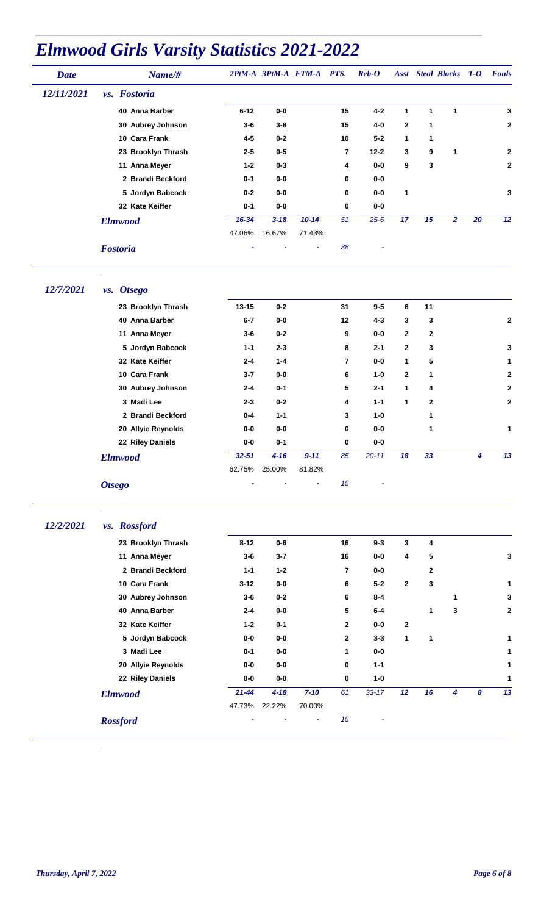# Elmwood Girls Varsity Statistics 2021-2022

| Date | Name/# | 2PtM-A | 3PtM-A | FTM-A | PTS. | Reb-O | Asst | Steal | Blocks | T-O | Fouls |
|---|---|---|---|---|---|---|---|---|---|---|---|
| 12/11/2021 | *vs. Fostoria* | | | | | | | | | | |
| | 40 Anna Barber | 6-12 | 0-0 | | 15 | 4-2 | 1 | 1 | 1 | | 3 |
| | 30 Aubrey Johnson | 3-6 | 3-8 | | 15 | 4-0 | 2 | 1 | | | 2 |
| | 10 Cara Frank | 4-5 | 0-2 | | 10 | 5-2 | 1 | 1 | | | |
| | 23 Brooklyn Thrash | 2-5 | 0-5 | | 7 | 12-2 | 3 | 9 | 1 | | 2 |
| | 11 Anna Meyer | 1-2 | 0-3 | | 4 | 0-0 | 9 | 3 | | | 2 |
| | 2 Brandi Beckford | 0-1 | 0-0 | | 0 | 0-0 | | | | | |
| | 5 Jordyn Babcock | 0-2 | 0-0 | | 0 | 0-0 | 1 | | | | 3 |
| | 32 Kate Keiffer | 0-1 | 0-0 | | 0 | 0-0 | | | | | |
| | *Elmwood* | 16-34 | 3-18 | 10-14 | 51 | 25-6 | 17 | 15 | 2 | 20 | 12 |
| | | 47.06% | 16.67% | 71.43% | | | | | | | |
| | *Fostoria* | - | - | - | 38 | - | | | | | |

| Date | Name/# | 2PtM-A | 3PtM-A | FTM-A | PTS. | Reb-O | Asst | Steal | Blocks | T-O | Fouls |
|---|---|---|---|---|---|---|---|---|---|---|---|
| 12/7/2021 | *vs. Otsego* | | | | | | | | | | |
| | 23 Brooklyn Thrash | 13-15 | 0-2 | | 31 | 9-5 | 6 | 11 | | | |
| | 40 Anna Barber | 6-7 | 0-0 | | 12 | 4-3 | 3 | 3 | | | 2 |
| | 11 Anna Meyer | 3-6 | 0-2 | | 9 | 0-0 | 2 | 2 | | | |
| | 5 Jordyn Babcock | 1-1 | 2-3 | | 8 | 2-1 | 2 | 3 | | | 3 |
| | 32 Kate Keiffer | 2-4 | 1-4 | | 7 | 0-0 | 1 | 5 | | | 1 |
| | 10 Cara Frank | 3-7 | 0-0 | | 6 | 1-0 | 2 | 1 | | | 2 |
| | 30 Aubrey Johnson | 2-4 | 0-1 | | 5 | 2-1 | 1 | 4 | | | 2 |
| | 3 Madi Lee | 2-3 | 0-2 | | 4 | 1-1 | 1 | 2 | | | 2 |
| | 2 Brandi Beckford | 0-4 | 1-1 | | 3 | 1-0 | | 1 | | | |
| | 20 Allyie Reynolds | 0-0 | 0-0 | | 0 | 0-0 | | 1 | | | 1 |
| | 22 Riley Daniels | 0-0 | 0-1 | | 0 | 0-0 | | | | | |
| | *Elmwood* | 32-51 | 4-16 | 9-11 | 85 | 20-11 | 18 | 33 | | 4 | 13 |
| | | 62.75% | 25.00% | 81.82% | | | | | | | |
| | *Otsego* | - | - | - | 15 | - | | | | | |

| Date | Name/# | 2PtM-A | 3PtM-A | FTM-A | PTS. | Reb-O | Asst | Steal | Blocks | T-O | Fouls |
|---|---|---|---|---|---|---|---|---|---|---|---|
| 12/2/2021 | *vs. Rossford* | | | | | | | | | | |
| | 23 Brooklyn Thrash | 8-12 | 0-6 | | 16 | 9-3 | 3 | 4 | | | |
| | 11 Anna Meyer | 3-6 | 3-7 | | 16 | 0-0 | 4 | 5 | | | 3 |
| | 2 Brandi Beckford | 1-1 | 1-2 | | 7 | 0-0 | | 2 | | | |
| | 10 Cara Frank | 3-12 | 0-0 | | 6 | 5-2 | 2 | 3 | | | 1 |
| | 30 Aubrey Johnson | 3-6 | 0-2 | | 6 | 8-4 | | | 1 | | 3 |
| | 40 Anna Barber | 2-4 | 0-0 | | 5 | 6-4 | | 1 | 3 | | 2 |
| | 32 Kate Keiffer | 1-2 | 0-1 | | 2 | 0-0 | 2 | | | | |
| | 5 Jordyn Babcock | 0-0 | 0-0 | | 2 | 3-3 | 1 | 1 | | | 1 |
| | 3 Madi Lee | 0-1 | 0-0 | | 1 | 0-0 | | | | | 1 |
| | 20 Allyie Reynolds | 0-0 | 0-0 | | 0 | 1-1 | | | | | 1 |
| | 22 Riley Daniels | 0-0 | 0-0 | | 0 | 1-0 | | | | | 1 |
| | *Elmwood* | 21-44 | 4-18 | 7-10 | 61 | 33-17 | 12 | 16 | 4 | 8 | 13 |
| | | 47.73% | 22.22% | 70.00% | | | | | | | |
| | *Rossford* | - | - | - | 15 | - | | | | | |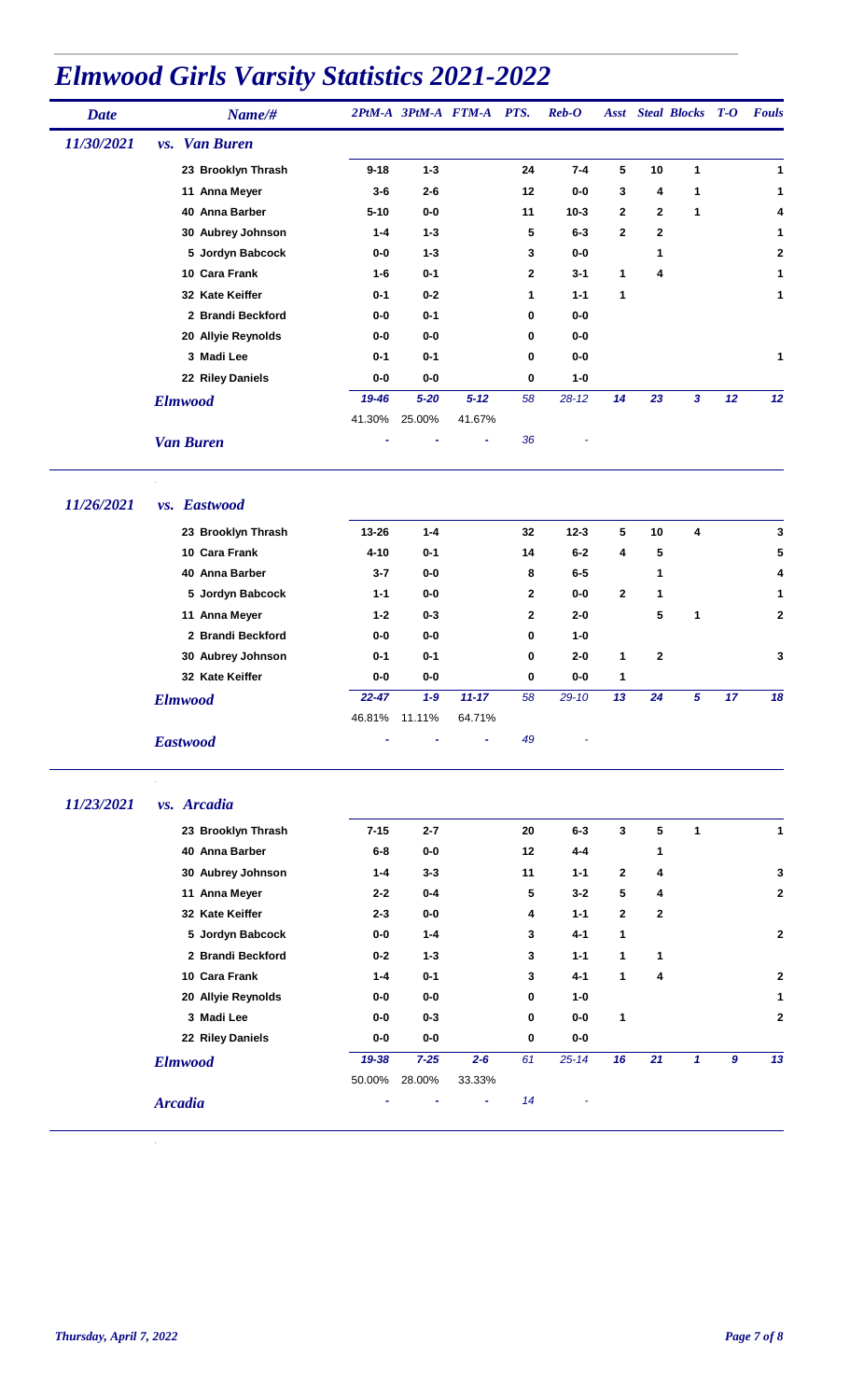# Elmwood Girls Varsity Statistics 2021-2022

| Date | Name/# | 2PtM-A | 3PtM-A | FTM-A | PTS. | Reb-O | Asst | Steal | Blocks | T-O | Fouls |
|---|---|---|---|---|---|---|---|---|---|---|---|
| 11/30/2021 | vs. Van Buren | | | | | | | | | | |
| | 23 Brooklyn Thrash | 9-18 | 1-3 | | 24 | 7-4 | 5 | 10 | 1 | | 1 |
| | 11 Anna Meyer | 3-6 | 2-6 | | 12 | 0-0 | 3 | 4 | 1 | | 1 |
| | 40 Anna Barber | 5-10 | 0-0 | | 11 | 10-3 | 2 | 2 | 1 | | 4 |
| | 30 Aubrey Johnson | 1-4 | 1-3 | | 5 | 6-3 | 2 | 2 | | | 1 |
| | 5 Jordyn Babcock | 0-0 | 1-3 | | 3 | 0-0 | | 1 | | | 2 |
| | 10 Cara Frank | 1-6 | 0-1 | | 2 | 3-1 | 1 | 4 | | | 1 |
| | 32 Kate Keiffer | 0-1 | 0-2 | | 1 | 1-1 | 1 | | | | 1 |
| | 2 Brandi Beckford | 0-0 | 0-1 | | 0 | 0-0 | | | | | |
| | 20 Allyie Reynolds | 0-0 | 0-0 | | 0 | 0-0 | | | | | |
| | 3 Madi Lee | 0-1 | 0-1 | | 0 | 0-0 | | | | | 1 |
| | 22 Riley Daniels | 0-0 | 0-0 | | 0 | 1-0 | | | | | |
| | *Elmwood* | *19-46* | *5-20* | *5-12* | *58* | *28-12* | *14* | *23* | *3* | *12* | *12* |
| | | 41.30% | 25.00% | 41.67% | | | | | | | |
| | *Van Buren* | - | - | - | *36* | - | | | | | |
| 11/26/2021 | vs. Eastwood | | | | | | | | | | |
| | 23 Brooklyn Thrash | 13-26 | 1-4 | | 32 | 12-3 | 5 | 10 | 4 | | 3 |
| | 10 Cara Frank | 4-10 | 0-1 | | 14 | 6-2 | 4 | 5 | | | 5 |
| | 40 Anna Barber | 3-7 | 0-0 | | 8 | 6-5 | | 1 | | | 4 |
| | 5 Jordyn Babcock | 1-1 | 0-0 | | 2 | 0-0 | 2 | 1 | | | 1 |
| | 11 Anna Meyer | 1-2 | 0-3 | | 2 | 2-0 | | 5 | 1 | | 2 |
| | 2 Brandi Beckford | 0-0 | 0-0 | | 0 | 1-0 | | | | | |
| | 30 Aubrey Johnson | 0-1 | 0-1 | | 0 | 2-0 | 1 | 2 | | | 3 |
| | 32 Kate Keiffer | 0-0 | 0-0 | | 0 | 0-0 | 1 | | | | |
| | *Elmwood* | *22-47* | *1-9* | *11-17* | *58* | *29-10* | *13* | *24* | *5* | *17* | *18* |
| | | 46.81% | 11.11% | 64.71% | | | | | | | |
| | *Eastwood* | - | - | - | *49* | - | | | | | |
| 11/23/2021 | vs. Arcadia | | | | | | | | | | |
| | 23 Brooklyn Thrash | 7-15 | 2-7 | | 20 | 6-3 | 3 | 5 | 1 | | 1 |
| | 40 Anna Barber | 6-8 | 0-0 | | 12 | 4-4 | | 1 | | | |
| | 30 Aubrey Johnson | 1-4 | 3-3 | | 11 | 1-1 | 2 | 4 | | | 3 |
| | 11 Anna Meyer | 2-2 | 0-4 | | 5 | 3-2 | 5 | 4 | | | 2 |
| | 32 Kate Keiffer | 2-3 | 0-0 | | 4 | 1-1 | 2 | 2 | | | |
| | 5 Jordyn Babcock | 0-0 | 1-4 | | 3 | 4-1 | 1 | | | | 2 |
| | 2 Brandi Beckford | 0-2 | 1-3 | | 3 | 1-1 | 1 | 1 | | | |
| | 10 Cara Frank | 1-4 | 0-1 | | 3 | 4-1 | 1 | 4 | | | 2 |
| | 20 Allyie Reynolds | 0-0 | 0-0 | | 0 | 1-0 | | | | | 1 |
| | 3 Madi Lee | 0-0 | 0-3 | | 0 | 0-0 | 1 | | | | 2 |
| | 22 Riley Daniels | 0-0 | 0-0 | | 0 | 0-0 | | | | | |
| | *Elmwood* | *19-38* | *7-25* | *2-6* | *61* | *25-14* | *16* | *21* | *1* | *9* | *13* |
| | | 50.00% | 28.00% | 33.33% | | | | | | | |
| | *Arcadia* | - | - | - | *14* | - | | | | | |

*Thursday, April 7, 2022*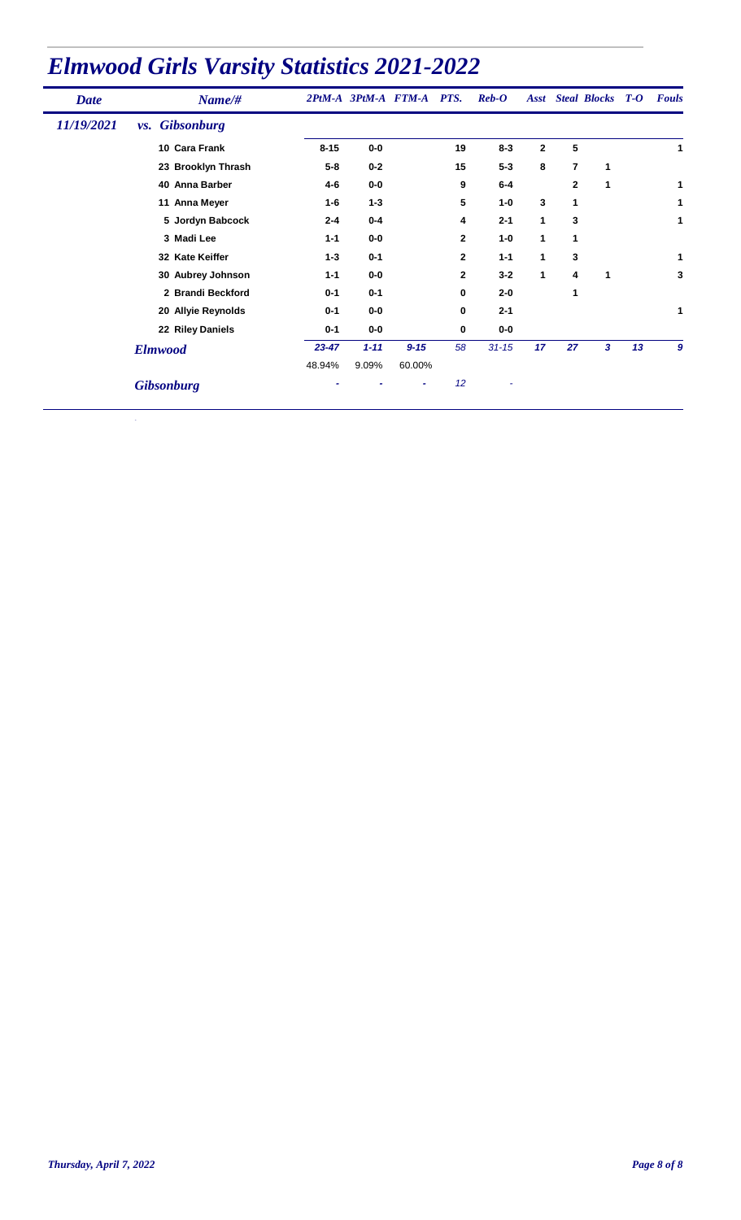# Elmwood Girls Varsity Statistics 2021-2022

| Date | Name/# | 2PtM-A | 3PtM-A | FTM-A | PTS. | Reb-O | Asst | Steal | Blocks | T-O | Fouls |
|---|---|---|---|---|---|---|---|---|---|---|---|
| 11/19/2021 | vs. Gibsonburg | | | | | | | | | | |
| | 10 Cara Frank | 8-15 | 0-0 | | 19 | 8-3 | 2 | 5 | | | 1 |
| | 23 Brooklyn Thrash | 5-8 | 0-2 | | 15 | 5-3 | 8 | 7 | 1 | | |
| | 40 Anna Barber | 4-6 | 0-0 | | 9 | 6-4 | | 2 | 1 | | 1 |
| | 11 Anna Meyer | 1-6 | 1-3 | | 5 | 1-0 | 3 | 1 | | | 1 |
| | 5 Jordyn Babcock | 2-4 | 0-4 | | 4 | 2-1 | 1 | 3 | | | 1 |
| | 3 Madi Lee | 1-1 | 0-0 | | 2 | 1-0 | 1 | 1 | | | |
| | 32 Kate Keiffer | 1-3 | 0-1 | | 2 | 1-1 | 1 | 3 | | | 1 |
| | 30 Aubrey Johnson | 1-1 | 0-0 | | 2 | 3-2 | 1 | 4 | 1 | | 3 |
| | 2 Brandi Beckford | 0-1 | 0-1 | | 0 | 2-0 | | 1 | | | |
| | 20 Allyie Reynolds | 0-1 | 0-0 | | 0 | 2-1 | | | | | 1 |
| | 22 Riley Daniels | 0-1 | 0-0 | | 0 | 0-0 | | | | | |
| | Elmwood | 23-47 | 1-11 | 9-15 | 58 | 31-15 | 17 | 27 | 3 | 13 | 9 |
| | | 48.94% | 9.09% | 60.00% | | | | | | | |
| | Gibsonburg | - | - | - | 12 | - | | | | | |